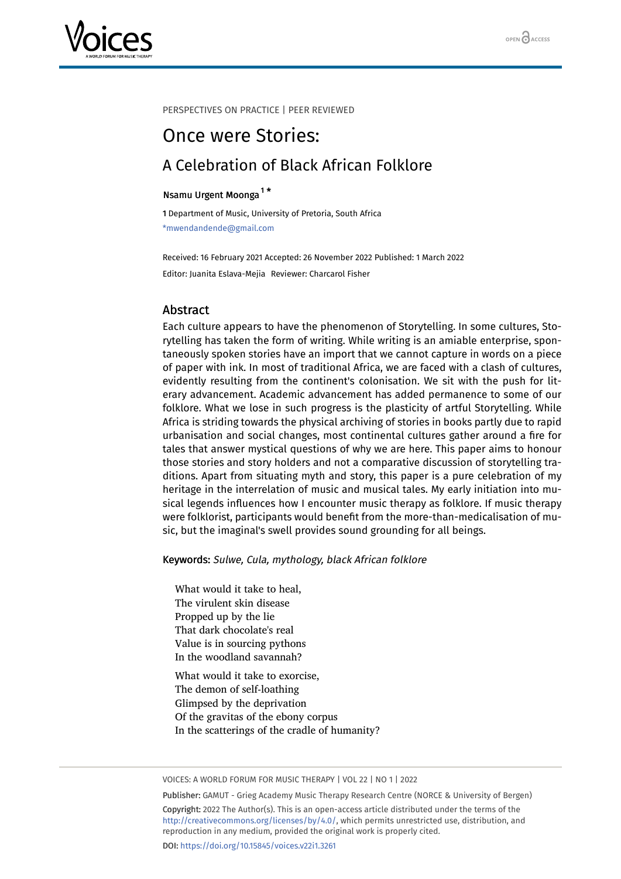PERSPECTIVES ON PRACTICE | PEER REVIEWED

# Once were Stories:

## A Celebration of Black African Folklore

Nsamu Urgent Moonga [1 *]

1 Department of Music, University of Pretoria, South Africa
*mwendandende@gmail.com

Received: 16 February 2021 Accepted: 26 November 2022 Published: 1 March 2022
Editor: Juanita Eslava-Mejia Reviewer: Charcarol Fisher

## Abstract

Each culture appears to have the phenomenon of Storytelling. In some cultures, Storytelling has taken the form of writing. While writing is an amiable enterprise, spontaneously spoken stories have an import that we cannot capture in words on a piece of paper with ink. In most of traditional Africa, we are faced with a clash of cultures, evidently resulting from the continent's colonisation. We sit with the push for literary advancement. Academic advancement has added permanence to some of our folklore. What we lose in such progress is the plasticity of artful Storytelling. While Africa is striding towards the physical archiving of stories in books partly due to rapid urbanisation and social changes, most continental cultures gather around a fire for tales that answer mystical questions of why we are here. This paper aims to honour those stories and story holders and not a comparative discussion of storytelling traditions. Apart from situating myth and story, this paper is a pure celebration of my heritage in the interrelation of music and musical tales. My early initiation into musical legends influences how I encounter music therapy as folklore. If music therapy were folklorist, participants would benefit from the more-than-medicalisation of music, but the imaginal's swell provides sound grounding for all beings.

**Keywords:** *Sulwe, Cula, mythology, black African folklore*

What would it take to heal,
The virulent skin disease
Propped up by the lie
That dark chocolate's real
Value is in sourcing pythons
In the woodland savannah?

What would it take to exorcise,
The demon of self-loathing
Glimpsed by the deprivation
Of the gravitas of the ebony corpus
In the scatterings of the cradle of humanity?

Publisher: GAMUT - Grieg Academy Music Therapy Research Centre (NORCE & University of Bergen)
Copyright: 2022 The Author(s). This is an open-access article distributed under the terms of the http://creativecommons.org/licenses/by/4.0/, which permits unrestricted use, distribution, and reproduction in any medium, provided the original work is properly cited.
DOI: https://doi.org/10.15845/voices.v22i1.3261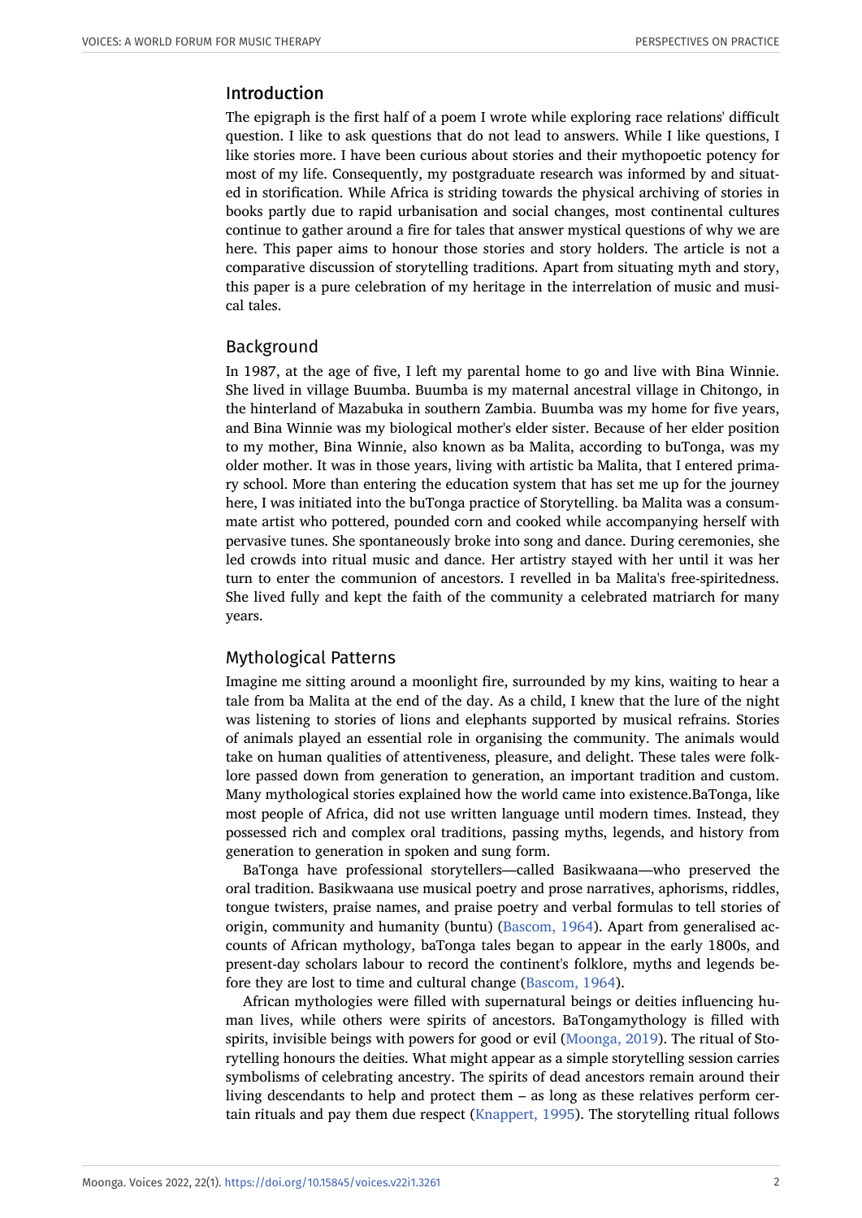## Introduction

The epigraph is the first half of a poem I wrote while exploring race relations' difficult question. I like to ask questions that do not lead to answers. While I like questions, I like stories more. I have been curious about stories and their mythopoetic potency for most of my life. Consequently, my postgraduate research was informed by and situated in storification. While Africa is striding towards the physical archiving of stories in books partly due to rapid urbanisation and social changes, most continental cultures continue to gather around a fire for tales that answer mystical questions of why we are here. This paper aims to honour those stories and story holders. The article is not a comparative discussion of storytelling traditions. Apart from situating myth and story, this paper is a pure celebration of my heritage in the interrelation of music and musical tales.

## Background

In 1987, at the age of five, I left my parental home to go and live with Bina Winnie. She lived in village Buumba. Buumba is my maternal ancestral village in Chitongo, in the hinterland of Mazabuka in southern Zambia. Buumba was my home for five years, and Bina Winnie was my biological mother's elder sister. Because of her elder position to my mother, Bina Winnie, also known as ba Malita, according to buTonga, was my older mother. It was in those years, living with artistic ba Malita, that I entered primary school. More than entering the education system that has set me up for the journey here, I was initiated into the buTonga practice of Storytelling. ba Malita was a consummate artist who pottered, pounded corn and cooked while accompanying herself with pervasive tunes. She spontaneously broke into song and dance. During ceremonies, she led crowds into ritual music and dance. Her artistry stayed with her until it was her turn to enter the communion of ancestors. I revelled in ba Malita's free-spiritedness. She lived fully and kept the faith of the community a celebrated matriarch for many years.

## Mythological Patterns

Imagine me sitting around a moonlight fire, surrounded by my kins, waiting to hear a tale from ba Malita at the end of the day. As a child, I knew that the lure of the night was listening to stories of lions and elephants supported by musical refrains. Stories of animals played an essential role in organising the community. The animals would take on human qualities of attentiveness, pleasure, and delight. These tales were folklore passed down from generation to generation, an important tradition and custom. Many mythological stories explained how the world came into existence.BaTonga, like most people of Africa, did not use written language until modern times. Instead, they possessed rich and complex oral traditions, passing myths, legends, and history from generation to generation in spoken and sung form.

BaTonga have professional storytellers—called Basikwaana—who preserved the oral tradition. Basikwaana use musical poetry and prose narratives, aphorisms, riddles, tongue twisters, praise names, and praise poetry and verbal formulas to tell stories of origin, community and humanity (buntu) (Bascom, 1964). Apart from generalised accounts of African mythology, baTonga tales began to appear in the early 1800s, and present-day scholars labour to record the continent's folklore, myths and legends before they are lost to time and cultural change (Bascom, 1964).

African mythologies were filled with supernatural beings or deities influencing human lives, while others were spirits of ancestors. BaTongamythology is filled with spirits, invisible beings with powers for good or evil (Moonga, 2019). The ritual of Storytelling honours the deities. What might appear as a simple storytelling session carries symbolisms of celebrating ancestry. The spirits of dead ancestors remain around their living descendants to help and protect them – as long as these relatives perform certain rituals and pay them due respect (Knappert, 1995). The storytelling ritual follows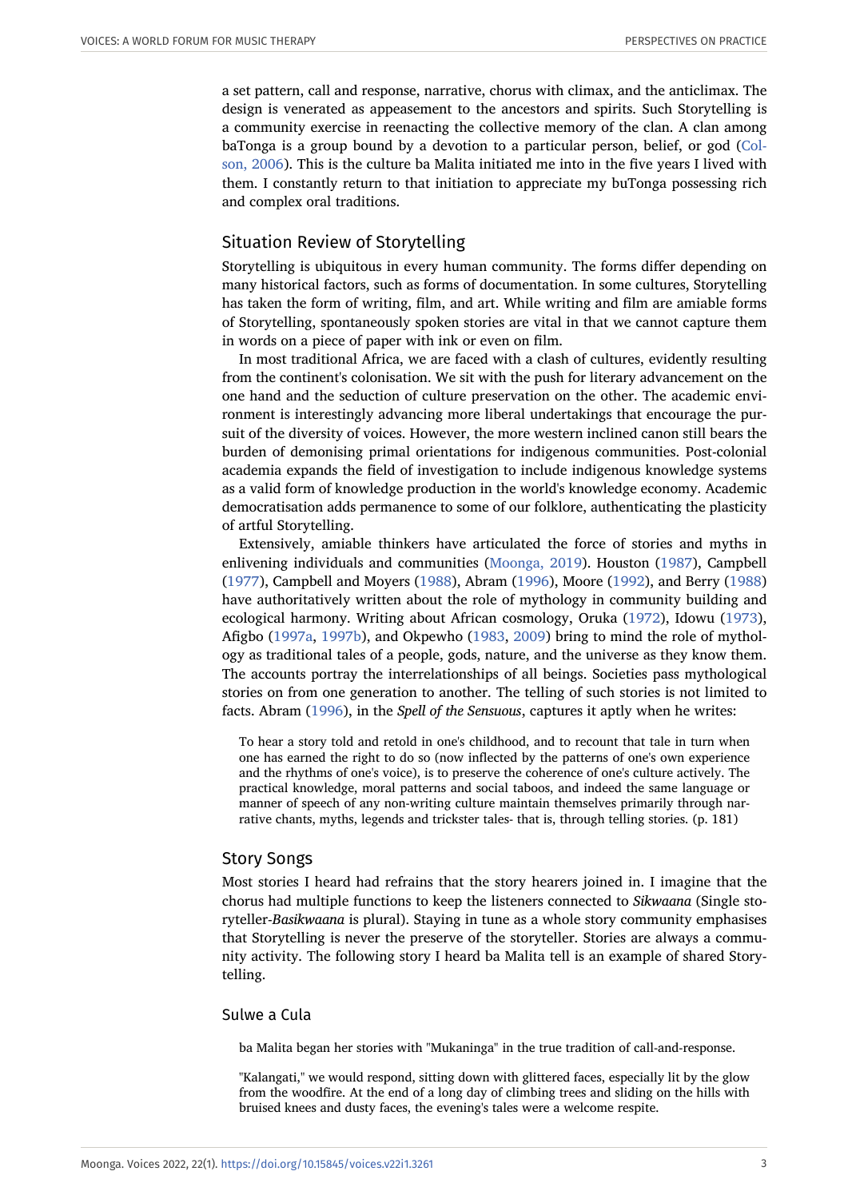a set pattern, call and response, narrative, chorus with climax, and the anticlimax. The design is venerated as appeasement to the ancestors and spirits. Such Storytelling is a community exercise in reenacting the collective memory of the clan. A clan among baTonga is a group bound by a devotion to a particular person, belief, or god (Colson, 2006). This is the culture ba Malita initiated me into in the five years I lived with them. I constantly return to that initiation to appreciate my buTonga possessing rich and complex oral traditions.

## Situation Review of Storytelling

Storytelling is ubiquitous in every human community. The forms differ depending on many historical factors, such as forms of documentation. In some cultures, Storytelling has taken the form of writing, film, and art. While writing and film are amiable forms of Storytelling, spontaneously spoken stories are vital in that we cannot capture them in words on a piece of paper with ink or even on film.

In most traditional Africa, we are faced with a clash of cultures, evidently resulting from the continent's colonisation. We sit with the push for literary advancement on the one hand and the seduction of culture preservation on the other. The academic environment is interestingly advancing more liberal undertakings that encourage the pursuit of the diversity of voices. However, the more western inclined canon still bears the burden of demonising primal orientations for indigenous communities. Post-colonial academia expands the field of investigation to include indigenous knowledge systems as a valid form of knowledge production in the world's knowledge economy. Academic democratisation adds permanence to some of our folklore, authenticating the plasticity of artful Storytelling.

Extensively, amiable thinkers have articulated the force of stories and myths in enlivening individuals and communities (Moonga, 2019). Houston (1987), Campbell (1977), Campbell and Moyers (1988), Abram (1996), Moore (1992), and Berry (1988) have authoritatively written about the role of mythology in community building and ecological harmony. Writing about African cosmology, Oruka (1972), Idowu (1973), Afigbo (1997a, 1997b), and Okpewho (1983, 2009) bring to mind the role of mythology as traditional tales of a people, gods, nature, and the universe as they know them. The accounts portray the interrelationships of all beings. Societies pass mythological stories on from one generation to another. The telling of such stories is not limited to facts. Abram (1996), in the *Spell of the Sensuous*, captures it aptly when he writes:

> To hear a story told and retold in one's childhood, and to recount that tale in turn when one has earned the right to do so (now inflected by the patterns of one's own experience and the rhythms of one's voice), is to preserve the coherence of one's culture actively. The practical knowledge, moral patterns and social taboos, and indeed the same language or manner of speech of any non-writing culture maintain themselves primarily through narrative chants, myths, legends and trickster tales- that is, through telling stories. (p. 181)

## Story Songs

Most stories I heard had refrains that the story hearers joined in. I imagine that the chorus had multiple functions to keep the listeners connected to *Sikwaana* (Single storyteller-*Basikwaana* is plural). Staying in tune as a whole story community emphasises that Storytelling is never the preserve of the storyteller. Stories are always a community activity. The following story I heard ba Malita tell is an example of shared Storytelling.

### Sulwe a Cula

> ba Malita began her stories with "Mukaninga" in the true tradition of call-and-response.
>
> "Kalangati," we would respond, sitting down with glittered faces, especially lit by the glow from the woodfire. At the end of a long day of climbing trees and sliding on the hills with bruised knees and dusty faces, the evening's tales were a welcome respite.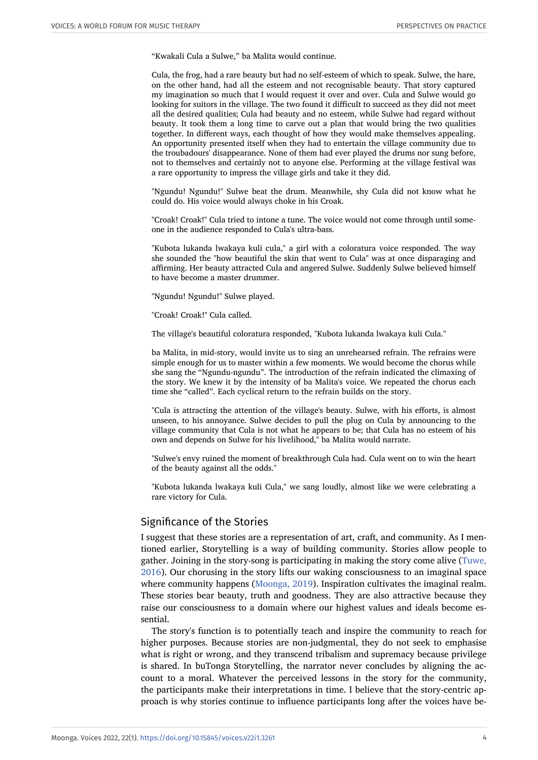"Kwakali Cula a Sulwe," ba Malita would continue.

Cula, the frog, had a rare beauty but had no self-esteem of which to speak. Sulwe, the hare, on the other hand, had all the esteem and not recognisable beauty. That story captured my imagination so much that I would request it over and over. Cula and Sulwe would go looking for suitors in the village. The two found it difficult to succeed as they did not meet all the desired qualities; Cula had beauty and no esteem, while Sulwe had regard without beauty. It took them a long time to carve out a plan that would bring the two qualities together. In different ways, each thought of how they would make themselves appealing. An opportunity presented itself when they had to entertain the village community due to the troubadours' disappearance. None of them had ever played the drums nor sung before, not to themselves and certainly not to anyone else. Performing at the village festival was a rare opportunity to impress the village girls and take it they did.

"Ngundu! Ngundu!" Sulwe beat the drum. Meanwhile, shy Cula did not know what he could do. His voice would always choke in his Croak.

"Croak! Croak!" Cula tried to intone a tune. The voice would not come through until someone in the audience responded to Cula's ultra-bass.

"Kubota lukanda lwakaya kuli cula," a girl with a coloratura voice responded. The way she sounded the "how beautiful the skin that went to Cula" was at once disparaging and affirming. Her beauty attracted Cula and angered Sulwe. Suddenly Sulwe believed himself to have become a master drummer.

"Ngundu! Ngundu!" Sulwe played.

"Croak! Croak!" Cula called.

The village's beautiful coloratura responded, "Kubota lukanda lwakaya kuli Cula."

ba Malita, in mid-story, would invite us to sing an unrehearsed refrain. The refrains were simple enough for us to master within a few moments. We would become the chorus while she sang the "Ngundu-ngundu". The introduction of the refrain indicated the climaxing of the story. We knew it by the intensity of ba Malita's voice. We repeated the chorus each time she "called". Each cyclical return to the refrain builds on the story.

"Cula is attracting the attention of the village's beauty. Sulwe, with his efforts, is almost unseen, to his annoyance. Sulwe decides to pull the plug on Cula by announcing to the village community that Cula is not what he appears to be; that Cula has no esteem of his own and depends on Sulwe for his livelihood," ba Malita would narrate.

"Sulwe's envy ruined the moment of breakthrough Cula had. Cula went on to win the heart of the beauty against all the odds."

"Kubota lukanda lwakaya kuli Cula," we sang loudly, almost like we were celebrating a rare victory for Cula.

## Significance of the Stories

I suggest that these stories are a representation of art, craft, and community. As I mentioned earlier, Storytelling is a way of building community. Stories allow people to gather. Joining in the story-song is participating in making the story come alive (Tuwe, 2016). Our chorusing in the story lifts our waking consciousness to an imaginal space where community happens (Moonga, 2019). Inspiration cultivates the imaginal realm. These stories bear beauty, truth and goodness. They are also attractive because they raise our consciousness to a domain where our highest values and ideals become essential.

The story's function is to potentially teach and inspire the community to reach for higher purposes. Because stories are non-judgmental, they do not seek to emphasise what is right or wrong, and they transcend tribalism and supremacy because privilege is shared. In buTonga Storytelling, the narrator never concludes by aligning the account to a moral. Whatever the perceived lessons in the story for the community, the participants make their interpretations in time. I believe that the story-centric approach is why stories continue to influence participants long after the voices have be-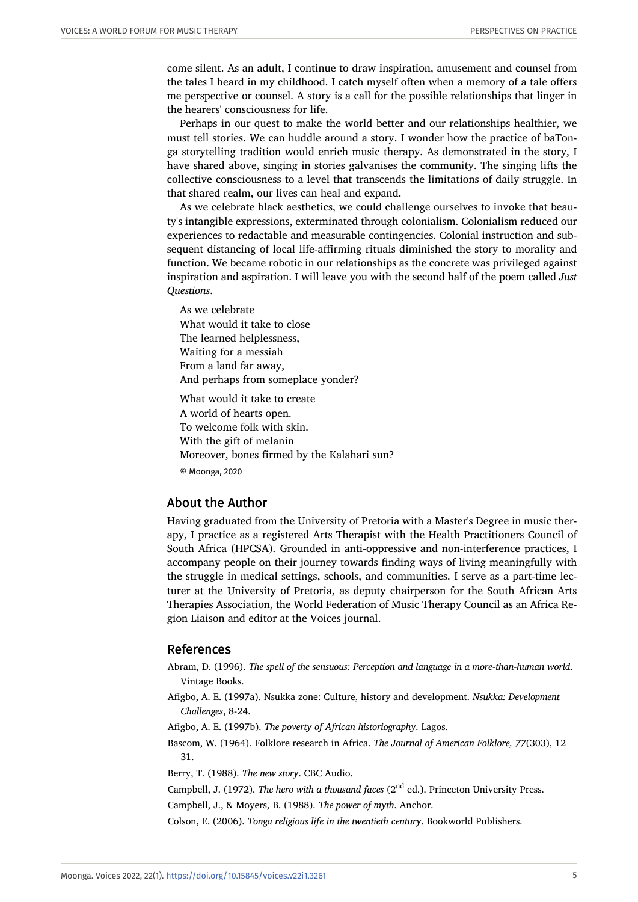come silent. As an adult, I continue to draw inspiration, amusement and counsel from the tales I heard in my childhood. I catch myself often when a memory of a tale offers me perspective or counsel. A story is a call for the possible relationships that linger in the hearers' consciousness for life.

Perhaps in our quest to make the world better and our relationships healthier, we must tell stories. We can huddle around a story. I wonder how the practice of baTonga storytelling tradition would enrich music therapy. As demonstrated in the story, I have shared above, singing in stories galvanises the community. The singing lifts the collective consciousness to a level that transcends the limitations of daily struggle. In that shared realm, our lives can heal and expand.

As we celebrate black aesthetics, we could challenge ourselves to invoke that beauty's intangible expressions, exterminated through colonialism. Colonialism reduced our experiences to redactable and measurable contingencies. Colonial instruction and subsequent distancing of local life-affirming rituals diminished the story to morality and function. We became robotic in our relationships as the concrete was privileged against inspiration and aspiration. I will leave you with the second half of the poem called *Just Questions*.

As we celebrate  
What would it take to close  
The learned helplessness,  
Waiting for a messiah  
From a land far away,  
And perhaps from someplace yonder?

What would it take to create  
A world of hearts open.  
To welcome folk with skin.  
With the gift of melanin  
Moreover, bones firmed by the Kalahari sun?

© Moonga, 2020

## About the Author

Having graduated from the University of Pretoria with a Master's Degree in music therapy, I practice as a registered Arts Therapist with the Health Practitioners Council of South Africa (HPCSA). Grounded in anti-oppressive and non-interference practices, I accompany people on their journey towards finding ways of living meaningfully with the struggle in medical settings, schools, and communities. I serve as a part-time lecturer at the University of Pretoria, as deputy chairperson for the South African Arts Therapies Association, the World Federation of Music Therapy Council as an Africa Region Liaison and editor at the Voices journal.

## References

Abram, D. (1996). *The spell of the sensuous: Perception and language in a more-than-human world*. Vintage Books.

Afigbo, A. E. (1997a). Nsukka zone: Culture, history and development. *Nsukka: Development Challenges*, 8-24.

Afigbo, A. E. (1997b). *The poverty of African historiography*. Lagos.

Bascom, W. (1964). Folklore research in Africa. *The Journal of American Folklore, 77*(303), 12 31.

Berry, T. (1988). *The new story*. CBC Audio.

Campbell, J. (1972). *The hero with a thousand faces* (2nd ed.). Princeton University Press.

Campbell, J., & Moyers, B. (1988). *The power of myth*. Anchor.

Colson, E. (2006). *Tonga religious life in the twentieth century*. Bookworld Publishers.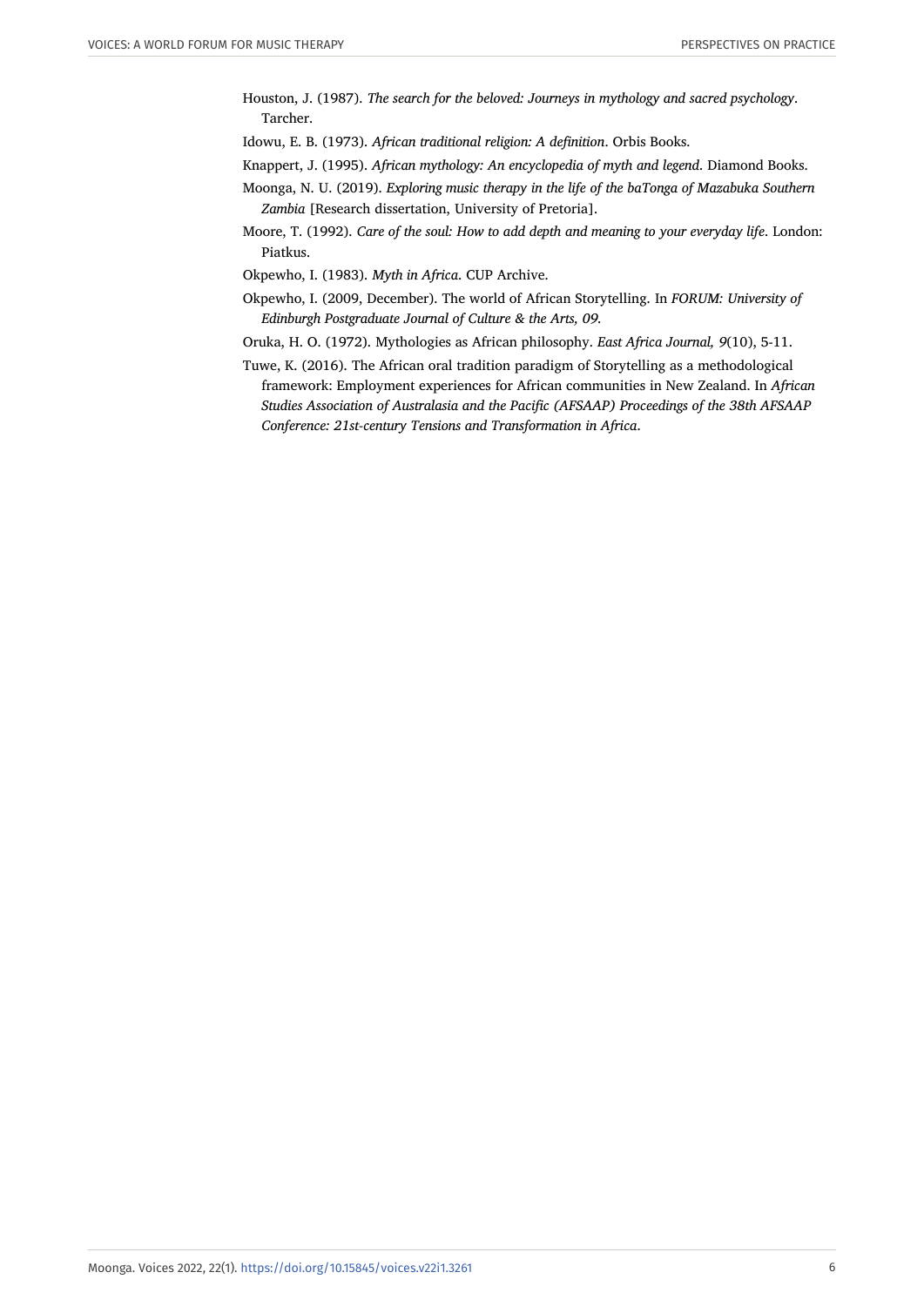Houston, J. (1987). *The search for the beloved: Journeys in mythology and sacred psychology*. Tarcher.

Idowu, E. B. (1973). *African traditional religion: A definition*. Orbis Books.

Knappert, J. (1995). *African mythology: An encyclopedia of myth and legend*. Diamond Books.

Moonga, N. U. (2019). *Exploring music therapy in the life of the baTonga of Mazabuka Southern Zambia* [Research dissertation, University of Pretoria].

Moore, T. (1992). *Care of the soul: How to add depth and meaning to your everyday life*. London: Piatkus.

Okpewho, I. (1983). *Myth in Africa*. CUP Archive.

Okpewho, I. (2009, December). The world of African Storytelling. In *FORUM: University of Edinburgh Postgraduate Journal of Culture & the Arts, 09*.

Oruka, H. O. (1972). Mythologies as African philosophy. *East Africa Journal, 9*(10), 5-11.

Tuwe, K. (2016). The African oral tradition paradigm of Storytelling as a methodological framework: Employment experiences for African communities in New Zealand. In *African Studies Association of Australasia and the Pacific (AFSAAP) Proceedings of the 38th AFSAAP Conference: 21st-century Tensions and Transformation in Africa*.